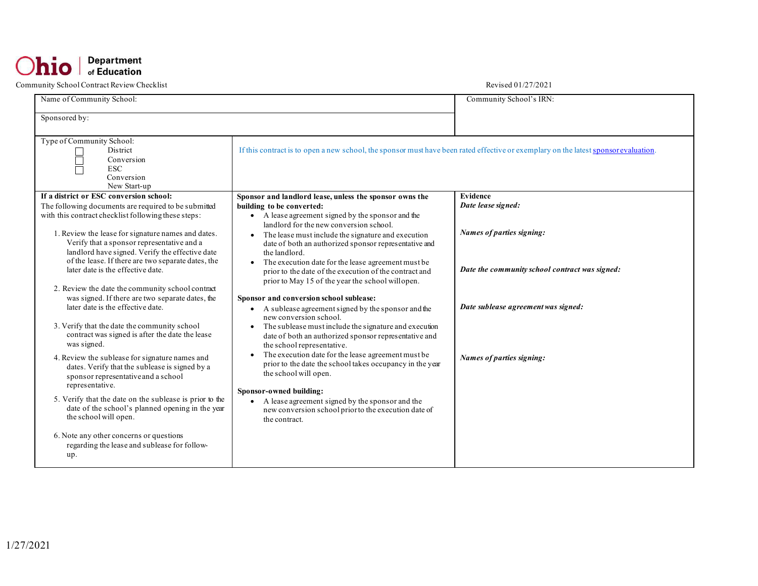Ohio | Department of Education

Community School Contract Review Checklist

Revised 01/27/2021

| Name of Community School: | Community School's IRN: |
|---|---|
| Sponsored by: | |

| Type of Community School: | |
|---|---|
| ☐ District Conversion<br>☐ ESC Conversion<br>☐ New Start-up | If this contract is to open a new school, the sponsor must have been rated effective or exemplary on the latest [sponsor evaluation](). |

| **If a district or ESC conversion school:** | **Sponsor and landlord lease, unless the sponsor owns the building to be converted:** | **Evidence** |
|---|---|---|
| The following documents are required to be submitted with this contract checklist following these steps:<br><br>1. Review the lease for signature names and dates. Verify that a sponsor representative and a landlord have signed. Verify the effective date of the lease. If there are two separate dates, the later date is the effective date.<br><br>2. Review the date the community school contract was signed. If there are two separate dates, the later date is the effective date.<br><br>3. Verify that the date the community school contract was signed is after the date the lease was signed.<br><br>4. Review the sublease for signature names and dates. Verify that the sublease is signed by a sponsor representative and a school representative.<br><br>5. Verify that the date on the sublease is prior to the date of the school's planned opening in the year the school will open.<br><br>6. Note any other concerns or questions regarding the lease and sublease for follow-up. | • A lease agreement signed by the sponsor and the landlord for the new conversion school.<br>• The lease must include the signature and execution date of both an authorized sponsor representative and the landlord.<br>• The execution date for the lease agreement must be prior to the date of the execution of the contract and prior to May 15 of the year the school will open.<br><br>**Sponsor and conversion school sublease:**<br>• A sublease agreement signed by the sponsor and the new conversion school.<br>• The sublease must include the signature and execution date of both an authorized sponsor representative and the school representative.<br>• The execution date for the lease agreement must be prior to the date the school takes occupancy in the year the school will open.<br><br>**Sponsor-owned building:**<br>• A lease agreement signed by the sponsor and the new conversion school prior to the execution date of the contract. | ***Date lease signed:***<br><br>***Names of parties signing:***<br><br>***Date the community school contract was signed:***<br><br>***Date sublease agreement was signed:***<br><br>***Names of parties signing:*** |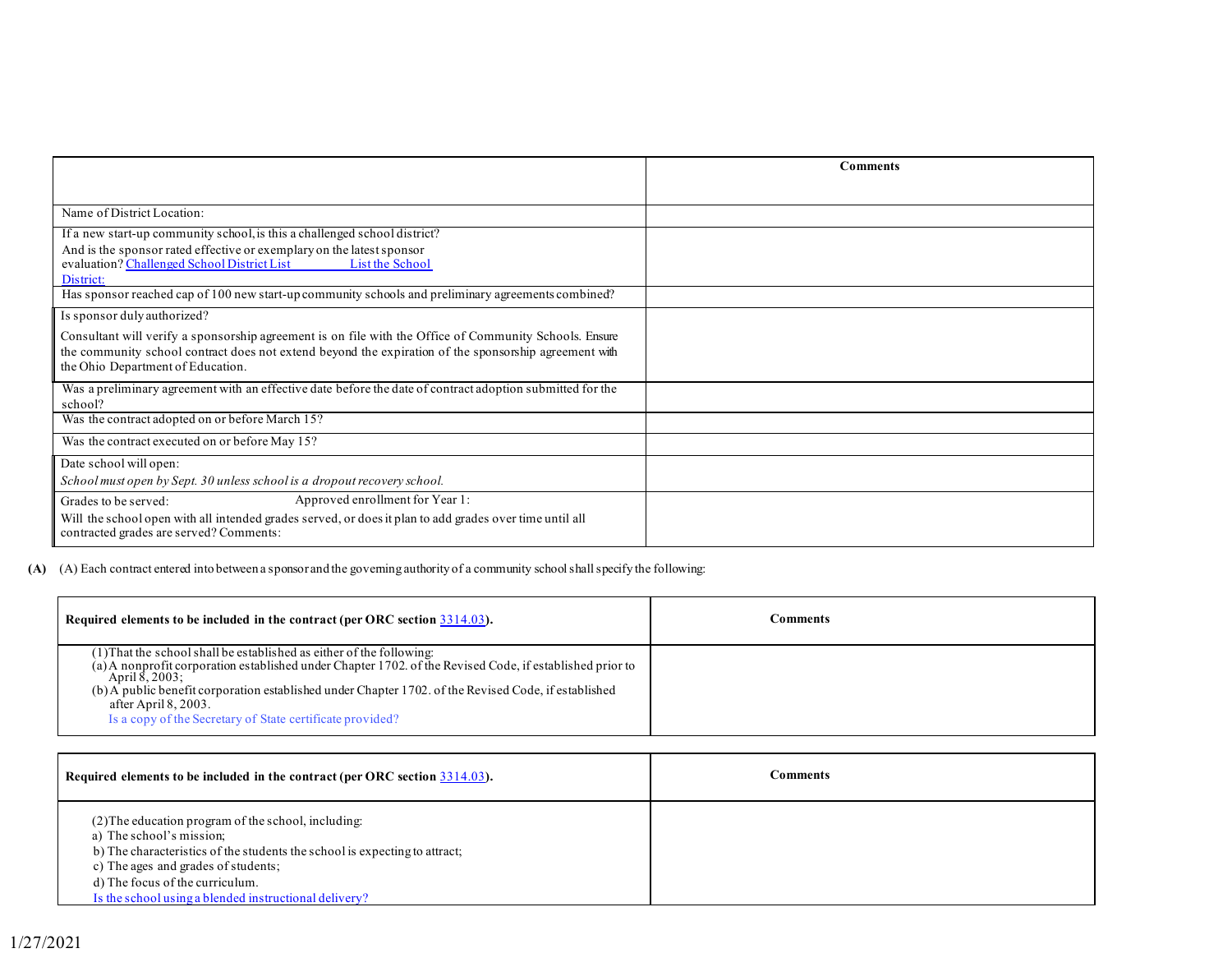| | Comments |
|---|---|
| Name of District Location: | |
| If a new start-up community school, is this a challenged school district? And is the sponsor rated effective or exemplary on the latest sponsor evaluation? Challenged School District List List the School District: | |
| Has sponsor reached cap of 100 new start-up community schools and preliminary agreements combined? | |
| Is sponsor duly authorized? Consultant will verify a sponsorship agreement is on file with the Office of Community Schools. Ensure the community school contract does not extend beyond the expiration of the sponsorship agreement with the Ohio Department of Education. | |
| Was a preliminary agreement with an effective date before the date of contract adoption submitted for the school? | |
| Was the contract adopted on or before March 15? | |
| Was the contract executed on or before May 15? | |
| Date school will open: *School must open by Sept. 30 unless school is a dropout recovery school.* | |
| Grades to be served: Approved enrollment for Year 1: Will the school open with all intended grades served, or does it plan to add grades over time until all contracted grades are served? Comments: | |

**(A)** (A) Each contract entered into between a sponsor and the governing authority of a community school shall specify the following:

| **Required elements to be included in the contract (per ORC section 3314.03).** | **Comments** |
|---|---|
| (1) That the school shall be established as either of the following:<br>(a) A nonprofit corporation established under Chapter 1702. of the Revised Code, if established prior to April 8, 2003;<br>(b) A public benefit corporation established under Chapter 1702. of the Revised Code, if established after April 8, 2003.<br>Is a copy of the Secretary of State certificate provided? | |

| **Required elements to be included in the contract (per ORC section 3314.03).** | **Comments** |
|---|---|
| (2) The education program of the school, including:<br>a) The school's mission;<br>b) The characteristics of the students the school is expecting to attract;<br>c) The ages and grades of students;<br>d) The focus of the curriculum.<br>Is the school using a blended instructional delivery? | |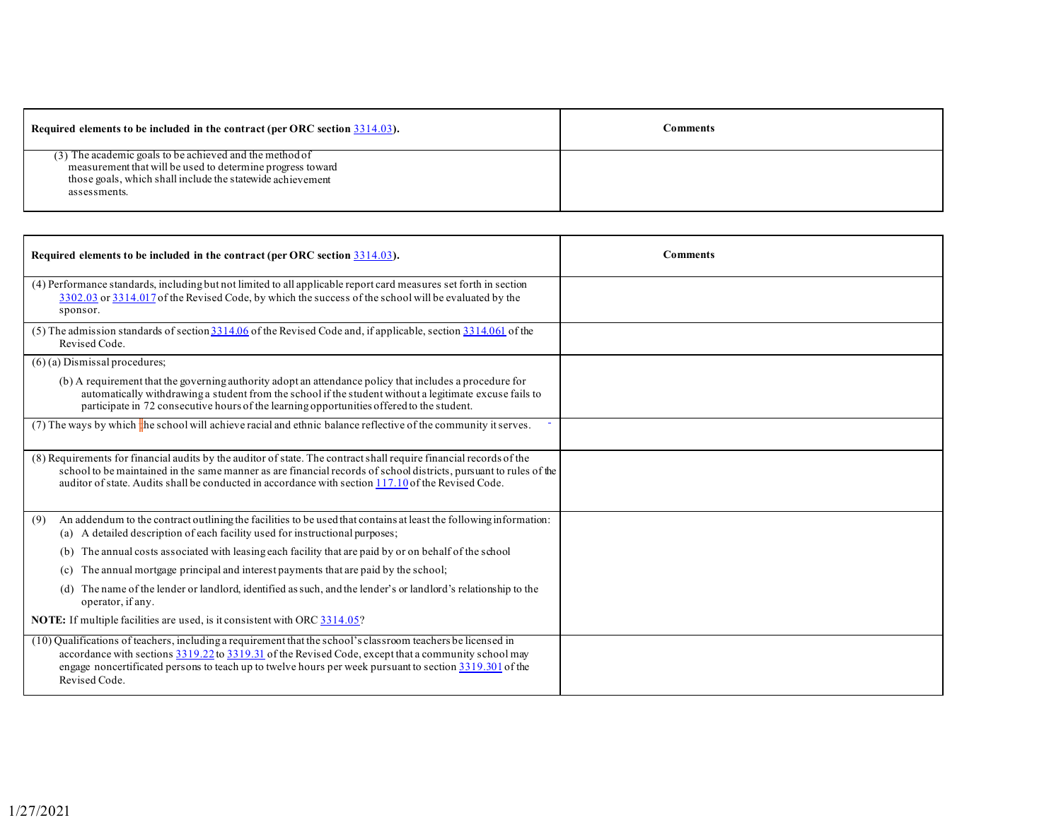| Required elements to be included in the contract (per ORC section 3314.03). | Comments |
| --- | --- |
| (3) The academic goals to be achieved and the method of measurement that will be used to determine progress toward those goals, which shall include the statewide achievement assessments. | |

| Required elements to be included in the contract (per ORC section 3314.03). | Comments |
| --- | --- |
| (4) Performance standards, including but not limited to all applicable report card measures set forth in section 3302.03 or 3314.017 of the Revised Code, by which the success of the school will be evaluated by the sponsor. | |
| (5) The admission standards of section 3314.06 of the Revised Code and, if applicable, section 3314.061 of the Revised Code. | |
| (6) (a) Dismissal procedures;<br><br>(b) A requirement that the governing authority adopt an attendance policy that includes a procedure for automatically withdrawing a student from the school if the student without a legitimate excuse fails to participate in 72 consecutive hours of the learning opportunities offered to the student. | |
| (7) The ways by which the school will achieve racial and ethnic balance reflective of the community it serves. | |
| (8) Requirements for financial audits by the auditor of state. The contract shall require financial records of the school to be maintained in the same manner as are financial records of school districts, pursuant to rules of the auditor of state. Audits shall be conducted in accordance with section 117.10 of the Revised Code. | |
| (9) An addendum to the contract outlining the facilities to be used that contains at least the following information:<br>(a) A detailed description of each facility used for instructional purposes;<br>(b) The annual costs associated with leasing each facility that are paid by or on behalf of the school<br>(c) The annual mortgage principal and interest payments that are paid by the school;<br>(d) The name of the lender or landlord, identified as such, and the lender's or landlord's relationship to the operator, if any.<br><br>**NOTE:** If multiple facilities are used, is it consistent with ORC 3314.05? | |
| (10) Qualifications of teachers, including a requirement that the school's classroom teachers be licensed in accordance with sections 3319.22 to 3319.31 of the Revised Code, except that a community school may engage noncertificated persons to teach up to twelve hours per week pursuant to section 3319.301 of the Revised Code. | |

1/27/2021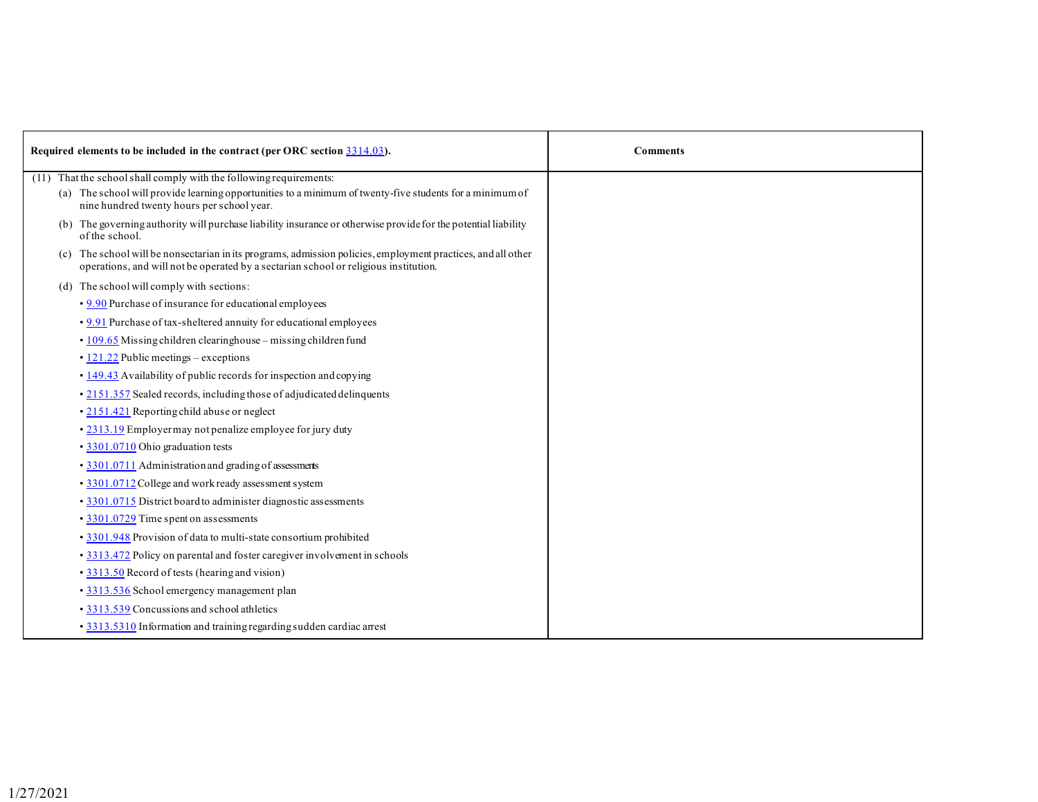| Required elements to be included in the contract (per ORC section 3314.03). | Comments |
|---|---|
| (11) That the school shall comply with the following requirements:<br>(a) The school will provide learning opportunities to a minimum of twenty-five students for a minimum of nine hundred twenty hours per school year.<br>(b) The governing authority will purchase liability insurance or otherwise provide for the potential liability of the school.<br>(c) The school will be nonsectarian in its programs, admission policies, employment practices, and all other operations, and will not be operated by a sectarian school or religious institution.<br>(d) The school will comply with sections:<br>• 9.90 Purchase of insurance for educational employees<br>• 9.91 Purchase of tax-sheltered annuity for educational employees<br>• 109.65 Missing children clearinghouse – missing children fund<br>• 121.22 Public meetings – exceptions<br>• 149.43 Availability of public records for inspection and copying<br>• 2151.357 Sealed records, including those of adjudicated delinquents<br>• 2151.421 Reporting child abuse or neglect<br>• 2313.19 Employer may not penalize employee for jury duty<br>• 3301.0710 Ohio graduation tests<br>• 3301.0711 Administration and grading of assessments<br>• 3301.0712 College and work ready assessment system<br>• 3301.0715 District board to administer diagnostic assessments<br>• 3301.0729 Time spent on assessments<br>• 3301.948 Provision of data to multi-state consortium prohibited<br>• 3313.472 Policy on parental and foster caregiver involvement in schools<br>• 3313.50 Record of tests (hearing and vision)<br>• 3313.536 School emergency management plan<br>• 3313.539 Concussions and school athletics<br>• 3313.5310 Information and training regarding sudden cardiac arrest | |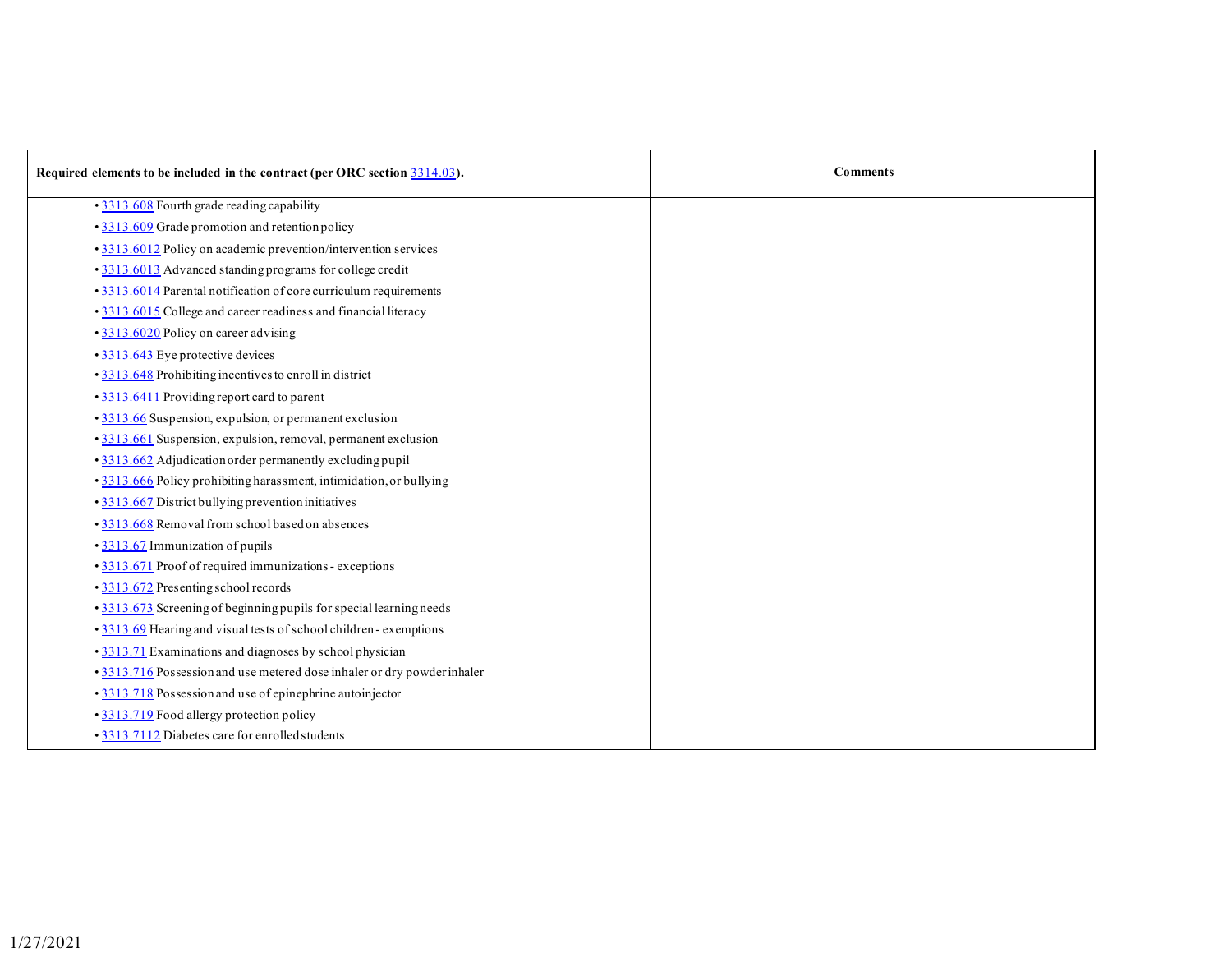| Required elements to be included in the contract (per ORC section 3314.03). | Comments |
|---|---|
| • 3313.608 Fourth grade reading capability<br>• 3313.609 Grade promotion and retention policy<br>• 3313.6012 Policy on academic prevention/intervention services<br>• 3313.6013 Advanced standing programs for college credit<br>• 3313.6014 Parental notification of core curriculum requirements<br>• 3313.6015 College and career readiness and financial literacy<br>• 3313.6020 Policy on career advising<br>• 3313.643 Eye protective devices<br>• 3313.648 Prohibiting incentives to enroll in district<br>• 3313.6411 Providing report card to parent<br>• 3313.66 Suspension, expulsion, or permanent exclusion<br>• 3313.661 Suspension, expulsion, removal, permanent exclusion<br>• 3313.662 Adjudication order permanently excluding pupil<br>• 3313.666 Policy prohibiting harassment, intimidation, or bullying<br>• 3313.667 District bullying prevention initiatives<br>• 3313.668 Removal from school based on absences<br>• 3313.67 Immunization of pupils<br>• 3313.671 Proof of required immunizations - exceptions<br>• 3313.672 Presenting school records<br>• 3313.673 Screening of beginning pupils for special learning needs<br>• 3313.69 Hearing and visual tests of school children - exemptions<br>• 3313.71 Examinations and diagnoses by school physician<br>• 3313.716 Possession and use metered dose inhaler or dry powder inhaler<br>• 3313.718 Possession and use of epinephrine autoinjector<br>• 3313.719 Food allergy protection policy<br>• 3313.7112 Diabetes care for enrolled students | |

1/27/2021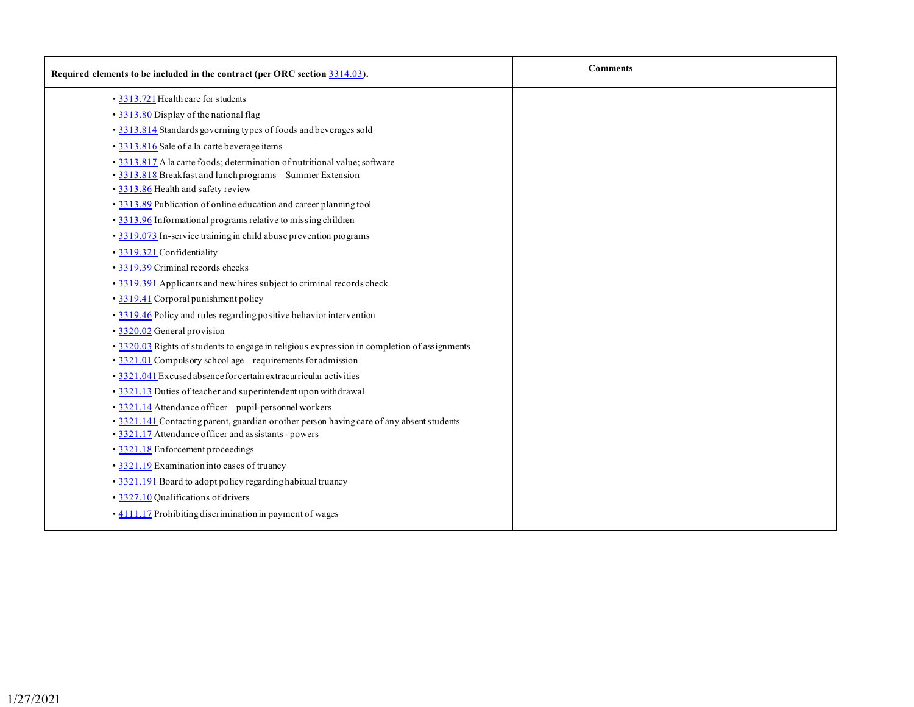| Required elements to be included in the contract (per ORC section 3314.03). | Comments |
|---|---|
| • 3313.721 Health care for students<br>• 3313.80 Display of the national flag<br>• 3313.814 Standards governing types of foods and beverages sold<br>• 3313.816 Sale of a la carte beverage items<br>• 3313.817 A la carte foods; determination of nutritional value; software<br>• 3313.818 Breakfast and lunch programs – Summer Extension<br>• 3313.86 Health and safety review<br>• 3313.89 Publication of online education and career planning tool<br>• 3313.96 Informational programs relative to missing children<br>• 3319.073 In-service training in child abuse prevention programs<br>• 3319.321 Confidentiality<br>• 3319.39 Criminal records checks<br>• 3319.391 Applicants and new hires subject to criminal records check<br>• 3319.41 Corporal punishment policy<br>• 3319.46 Policy and rules regarding positive behavior intervention<br>• 3320.02 General provision<br>• 3320.03 Rights of students to engage in religious expression in completion of assignments<br>• 3321.01 Compulsory school age – requirements for admission<br>• 3321.041 Excused absence for certain extracurricular activities<br>• 3321.13 Duties of teacher and superintendent upon withdrawal<br>• 3321.14 Attendance officer – pupil-personnel workers<br>• 3321.141 Contacting parent, guardian or other person having care of any absent students<br>• 3321.17 Attendance officer and assistants - powers<br>• 3321.18 Enforcement proceedings<br>• 3321.19 Examination into cases of truancy<br>• 3321.191 Board to adopt policy regarding habitual truancy<br>• 3327.10 Qualifications of drivers<br>• 4111.17 Prohibiting discrimination in payment of wages | |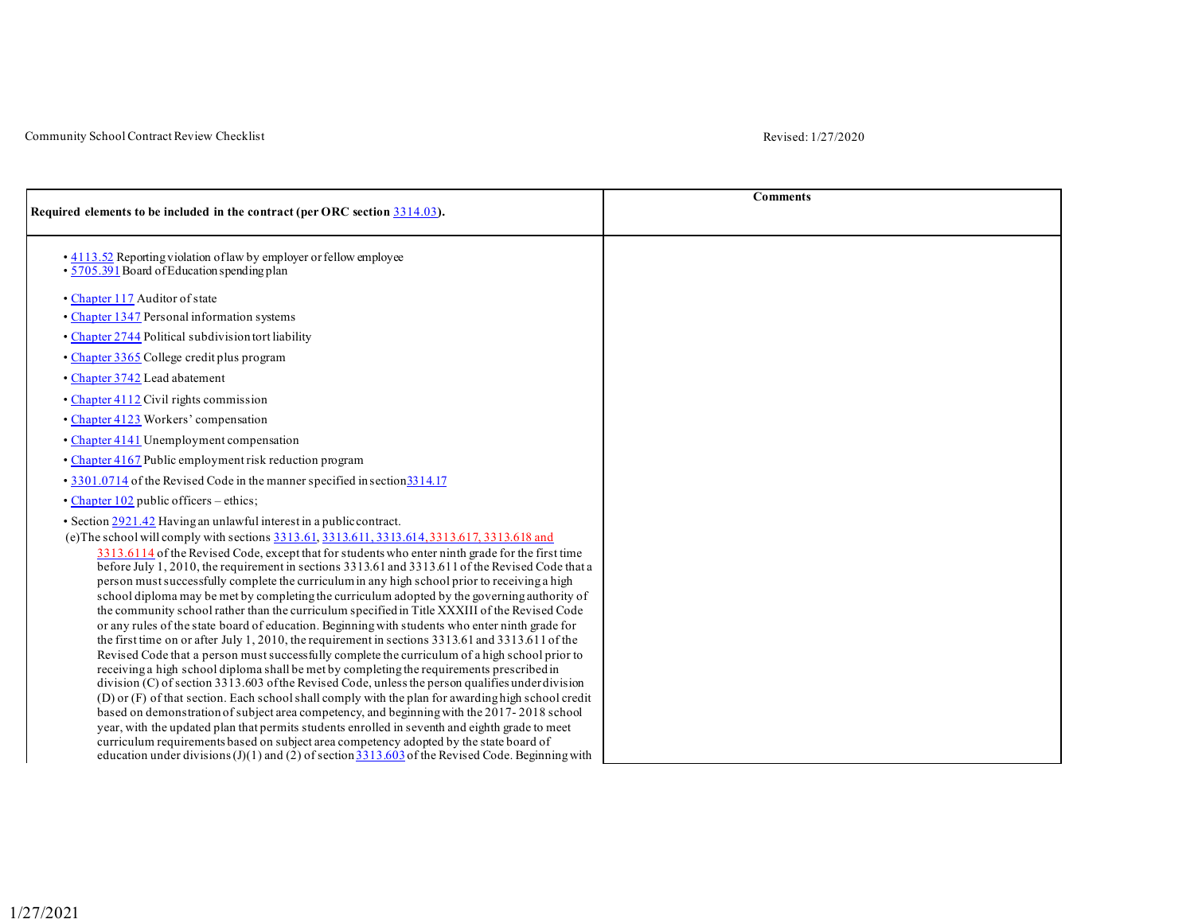| Required elements to be included in the contract (per ORC section 3314.03). | Comments |
|---|---|
| • 4113.52 Reporting violation of law by employer or fellow employee<br>• 5705.391 Board of Education spending plan<br>• Chapter 117 Auditor of state<br>• Chapter 1347 Personal information systems<br>• Chapter 2744 Political subdivision tort liability<br>• Chapter 3365 College credit plus program<br>• Chapter 3742 Lead abatement<br>• Chapter 4112 Civil rights commission<br>• Chapter 4123 Workers' compensation<br>• Chapter 4141 Unemployment compensation<br>• Chapter 4167 Public employment risk reduction program<br>• 3301.0714 of the Revised Code in the manner specified in section 3314.17<br>• Chapter 102 public officers – ethics;<br>• Section 2921.42 Having an unlawful interest in a public contract.<br>(e)The school will comply with sections 3313.61, 3313.611, 3313.614, 3313.617, 3313.618 and 3313.6114 of the Revised Code, except that for students who enter ninth grade for the first time before July 1, 2010, the requirement in sections 3313.61 and 3313.611 of the Revised Code that a person must successfully complete the curriculum in any high school prior to receiving a high school diploma may be met by completing the curriculum adopted by the governing authority of the community school rather than the curriculum specified in Title XXXIII of the Revised Code or any rules of the state board of education. Beginning with students who enter ninth grade for the first time on or after July 1, 2010, the requirement in sections 3313.61 and 3313.611 of the Revised Code that a person must successfully complete the curriculum of a high school prior to receiving a high school diploma shall be met by completing the requirements prescribed in division (C) of section 3313.603 of the Revised Code, unless the person qualifies under division (D) or (F) of that section. Each school shall comply with the plan for awarding high school credit based on demonstration of subject area competency, and beginning with the 2017- 2018 school year, with the updated plan that permits students enrolled in seventh and eighth grade to meet curriculum requirements based on subject area competency adopted by the state board of education under divisions (J)(1) and (2) of section 3313.603 of the Revised Code. Beginning with | |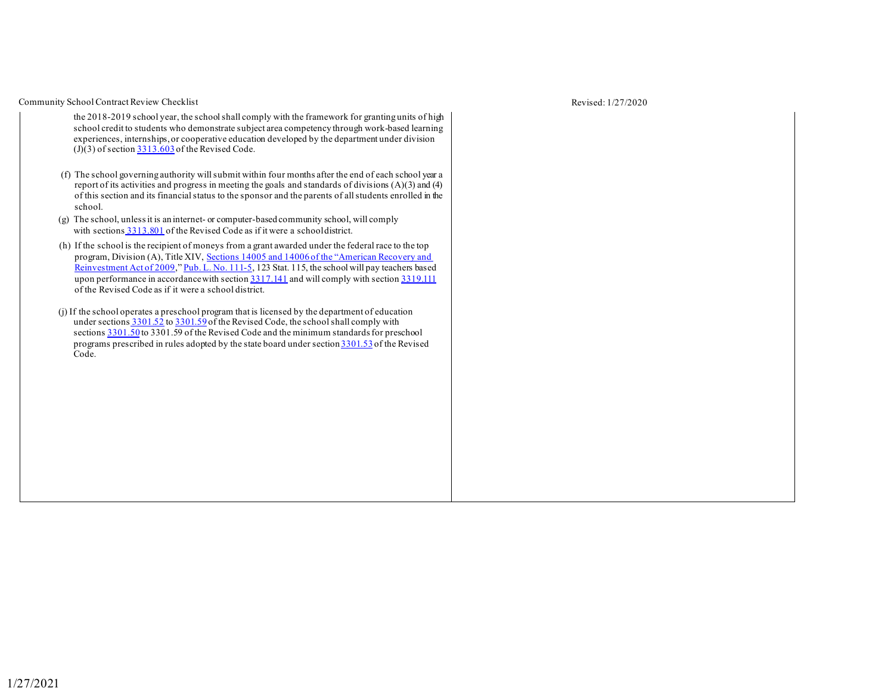| | |
|---|---|
| the 2018-2019 school year, the school shall comply with the framework for granting units of high school credit to students who demonstrate subject area competency through work-based learning experiences, internships, or cooperative education developed by the department under division (J)(3) of section 3313.603 of the Revised Code.<br><br>(f) The school governing authority will submit within four months after the end of each school year a report of its activities and progress in meeting the goals and standards of divisions (A)(3) and (4) of this section and its financial status to the sponsor and the parents of all students enrolled in the school.<br><br>(g) The school, unless it is an internet- or computer-based community school, will comply with sections 3313.801 of the Revised Code as if it were a school district.<br><br>(h) If the school is the recipient of moneys from a grant awarded under the federal race to the top program, Division (A), Title XIV, Sections 14005 and 14006 of the "American Recovery and Reinvestment Act of 2009," Pub. L. No. 111-5, 123 Stat. 115, the school will pay teachers based upon performance in accordance with section 3317.141 and will comply with section 3319.111 of the Revised Code as if it were a school district.<br><br>(j) If the school operates a preschool program that is licensed by the department of education under sections 3301.52 to 3301.59 of the Revised Code, the school shall comply with sections 3301.50 to 3301.59 of the Revised Code and the minimum standards for preschool programs prescribed in rules adopted by the state board under section 3301.53 of the Revised Code. | |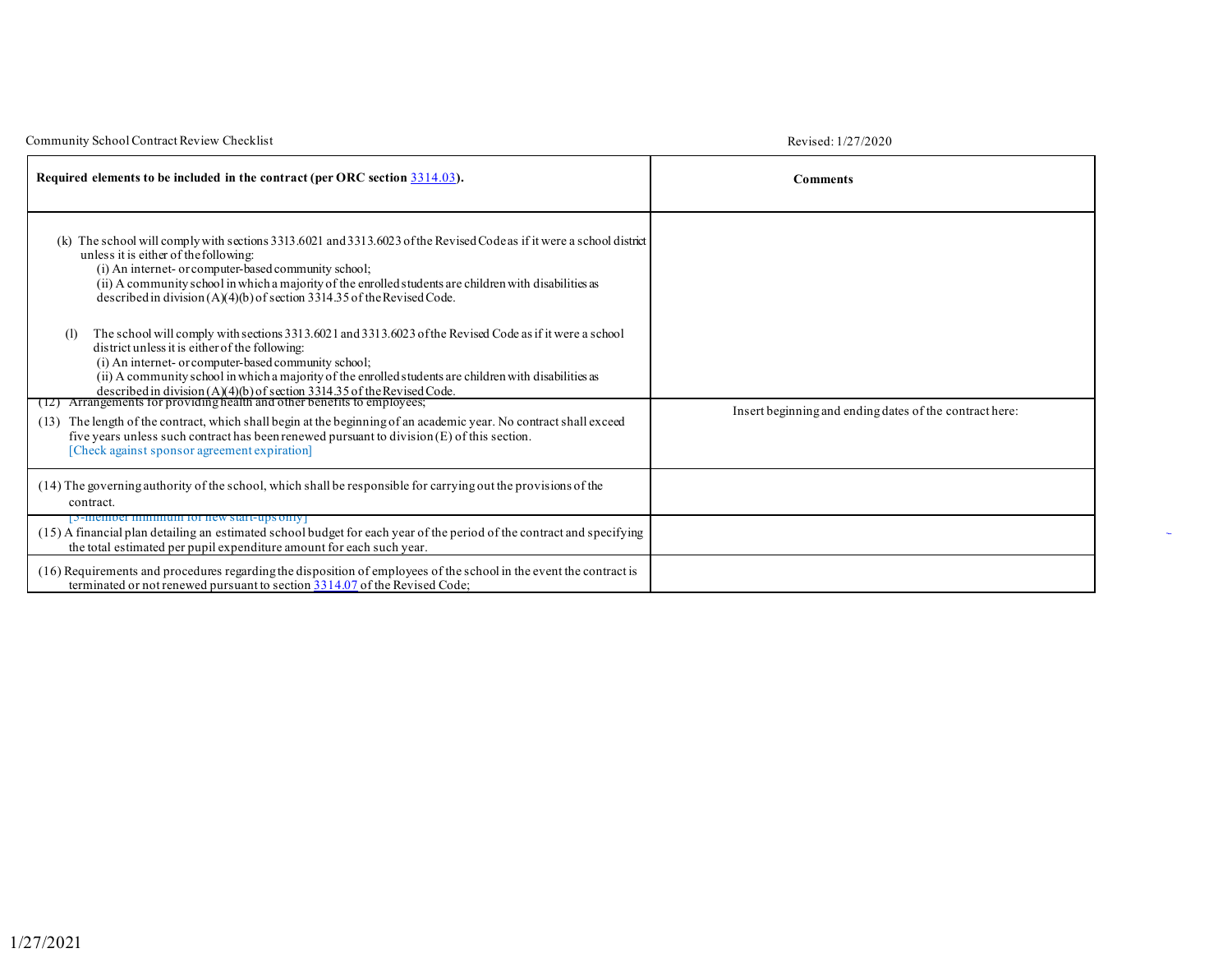| Required elements to be included in the contract (per ORC section 3314.03). | Comments |
| --- | --- |
| (k) The school will comply with sections 3313.6021 and 3313.6023 of the Revised Code as if it were a school district unless it is either of the following:<br>(i) An internet- or computer-based community school;<br>(ii) A community school in which a majority of the enrolled students are children with disabilities as described in division (A)(4)(b) of section 3314.35 of the Revised Code.<br><br>(l) The school will comply with sections 3313.6021 and 3313.6023 of the Revised Code as if it were a school district unless it is either of the following:<br>(i) An internet- or computer-based community school;<br>(ii) A community school in which a majority of the enrolled students are children with disabilities as described in division (A)(4)(b) of section 3314.35 of the Revised Code. | |
| (12) Arrangements for providing health and other benefits to employees;<br><br>(13) The length of the contract, which shall begin at the beginning of an academic year. No contract shall exceed five years unless such contract has been renewed pursuant to division (E) of this section.<br>[Check against sponsor agreement expiration] | Insert beginning and ending dates of the contract here: |
| (14) The governing authority of the school, which shall be responsible for carrying out the provisions of the contract.<br>[5-member minimum for new start-ups only] | |
| (15) A financial plan detailing an estimated school budget for each year of the period of the contract and specifying the total estimated per pupil expenditure amount for each such year. | |
| (16) Requirements and procedures regarding the disposition of employees of the school in the event the contract is terminated or not renewed pursuant to section 3314.07 of the Revised Code; | |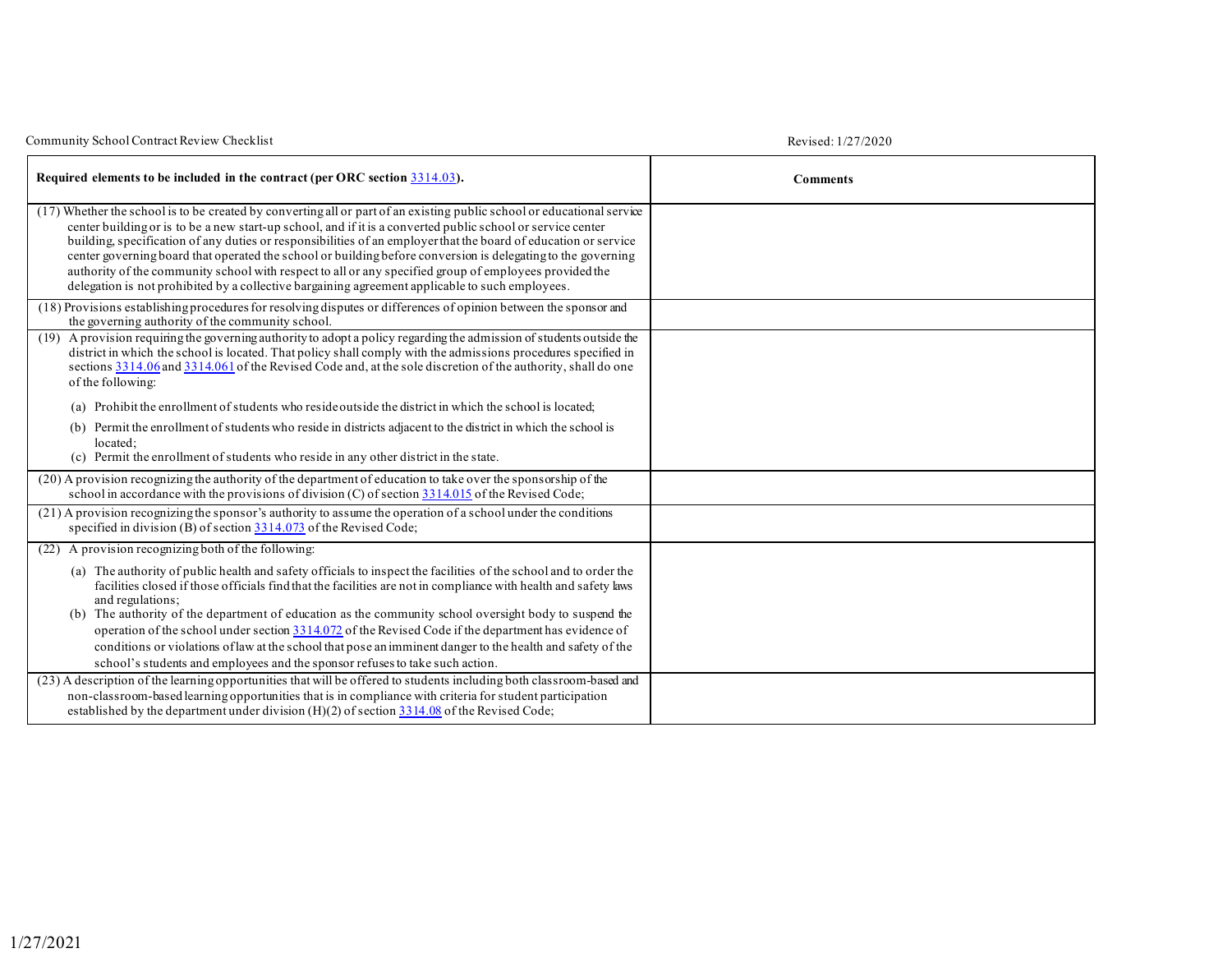| Required elements to be included in the contract (per ORC section 3314.03). | Comments |
|---|---|
| (17) Whether the school is to be created by converting all or part of an existing public school or educational service center building or is to be a new start-up school, and if it is a converted public school or service center building, specification of any duties or responsibilities of an employer that the board of education or service center governing board that operated the school or building before conversion is delegating to the governing authority of the community school with respect to all or any specified group of employees provided the delegation is not prohibited by a collective bargaining agreement applicable to such employees. | |
| (18) Provisions establishing procedures for resolving disputes or differences of opinion between the sponsor and the governing authority of the community school. | |
| (19) A provision requiring the governing authority to adopt a policy regarding the admission of students outside the district in which the school is located. That policy shall comply with the admissions procedures specified in sections 3314.06 and 3314.061 of the Revised Code and, at the sole discretion of the authority, shall do one of the following:<br><br>(a) Prohibit the enrollment of students who reside outside the district in which the school is located;<br>(b) Permit the enrollment of students who reside in districts adjacent to the district in which the school is located;<br>(c) Permit the enrollment of students who reside in any other district in the state. | |
| (20) A provision recognizing the authority of the department of education to take over the sponsorship of the school in accordance with the provisions of division (C) of section 3314.015 of the Revised Code; | |
| (21) A provision recognizing the sponsor's authority to assume the operation of a school under the conditions specified in division (B) of section 3314.073 of the Revised Code; | |
| (22) A provision recognizing both of the following:<br><br>(a) The authority of public health and safety officials to inspect the facilities of the school and to order the facilities closed if those officials find that the facilities are not in compliance with health and safety laws and regulations;<br>(b) The authority of the department of education as the community school oversight body to suspend the operation of the school under section 3314.072 of the Revised Code if the department has evidence of conditions or violations of law at the school that pose an imminent danger to the health and safety of the school's students and employees and the sponsor refuses to take such action. | |
| (23) A description of the learning opportunities that will be offered to students including both classroom-based and non-classroom-based learning opportunities that is in compliance with criteria for student participation established by the department under division (H)(2) of section 3314.08 of the Revised Code; | |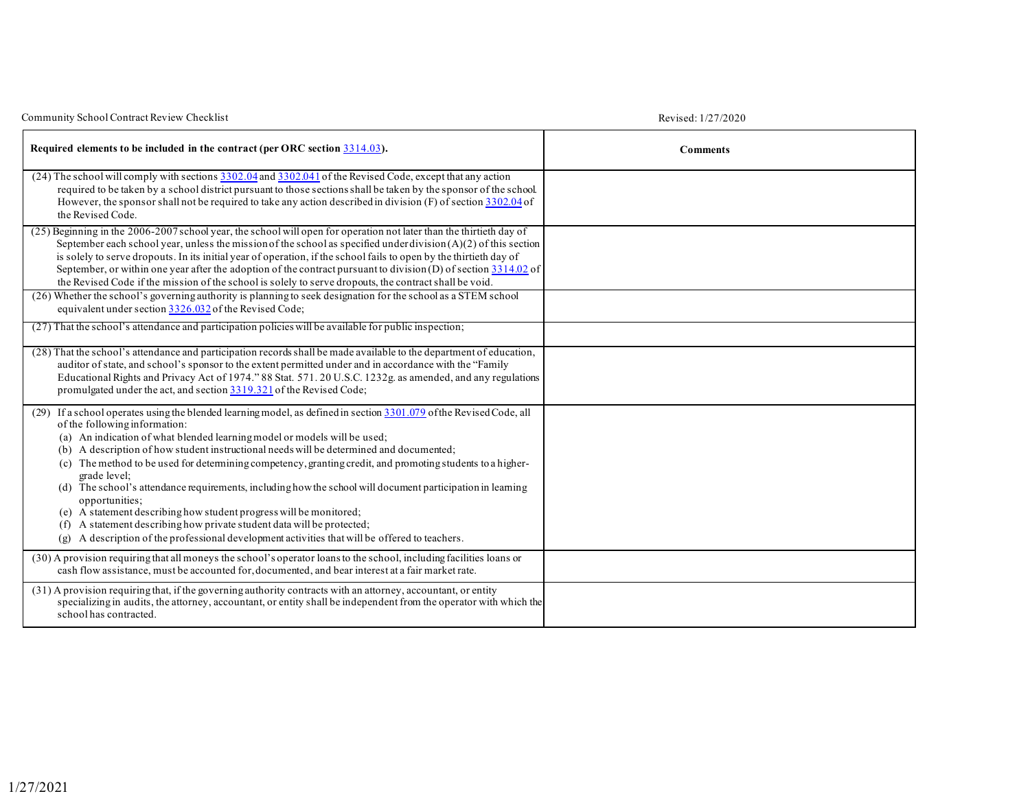| Required elements to be included in the contract (per ORC section 3314.03). | Comments |
|---|---|
| (24) The school will comply with sections 3302.04 and 3302.041 of the Revised Code, except that any action required to be taken by a school district pursuant to those sections shall be taken by the sponsor of the school. However, the sponsor shall not be required to take any action described in division (F) of section 3302.04 of the Revised Code. | |
| (25) Beginning in the 2006-2007 school year, the school will open for operation not later than the thirtieth day of September each school year, unless the mission of the school as specified under division (A)(2) of this section is solely to serve dropouts. In its initial year of operation, if the school fails to open by the thirtieth day of September, or within one year after the adoption of the contract pursuant to division (D) of section 3314.02 of the Revised Code if the mission of the school is solely to serve dropouts, the contract shall be void. | |
| (26) Whether the school's governing authority is planning to seek designation for the school as a STEM school equivalent under section 3326.032 of the Revised Code; | |
| (27) That the school's attendance and participation policies will be available for public inspection; | |
| (28) That the school's attendance and participation records shall be made available to the department of education, auditor of state, and school's sponsor to the extent permitted under and in accordance with the "Family Educational Rights and Privacy Act of 1974." 88 Stat. 571. 20 U.S.C. 1232g. as amended, and any regulations promulgated under the act, and section 3319.321 of the Revised Code; | |
| (29) If a school operates using the blended learning model, as defined in section 3301.079 of the Revised Code, all of the following information:<br>(a) An indication of what blended learning model or models will be used;<br>(b) A description of how student instructional needs will be determined and documented;<br>(c) The method to be used for determining competency, granting credit, and promoting students to a higher-grade level;<br>(d) The school's attendance requirements, including how the school will document participation in learning opportunities;<br>(e) A statement describing how student progress will be monitored;<br>(f) A statement describing how private student data will be protected;<br>(g) A description of the professional development activities that will be offered to teachers. | |
| (30) A provision requiring that all moneys the school's operator loans to the school, including facilities loans or cash flow assistance, must be accounted for, documented, and bear interest at a fair market rate. | |
| (31) A provision requiring that, if the governing authority contracts with an attorney, accountant, or entity specializing in audits, the attorney, accountant, or entity shall be independent from the operator with which the school has contracted. | |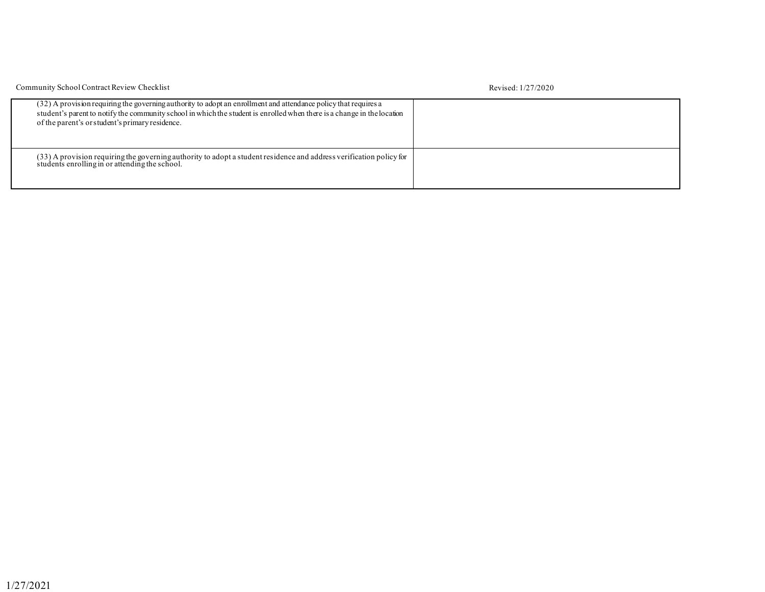| | |
|---|---|
| (32) A provision requiring the governing authority to adopt an enrollment and attendance policy that requires a student's parent to notify the community school in which the student is enrolled when there is a change in the location of the parent's or student's primary residence. | |
| (33) A provision requiring the governing authority to adopt a student residence and address verification policy for students enrolling in or attending the school. | |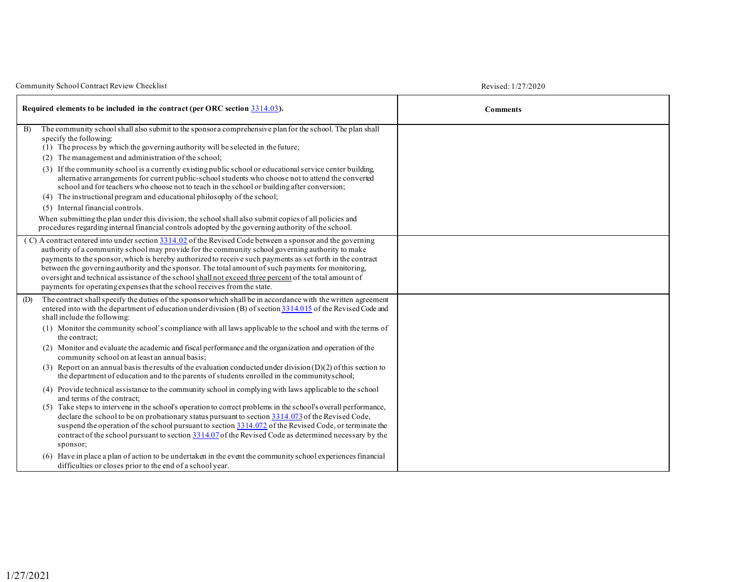| Required elements to be included in the contract (per ORC section 3314.03). | Comments |
|---|---|
| B) The community school shall also submit to the sponsor a comprehensive plan for the school. The plan shall specify the following:<br>(1) The process by which the governing authority will be selected in the future;<br>(2) The management and administration of the school;<br>(3) If the community school is a currently existing public school or educational service center building, alternative arrangements for current public-school students who choose not to attend the converted school and for teachers who choose not to teach in the school or building after conversion;<br>(4) The instructional program and educational philosophy of the school;<br>(5) Internal financial controls.<br>When submitting the plan under this division, the school shall also submit copies of all policies and procedures regarding internal financial controls adopted by the governing authority of the school. | |
| ( C) A contract entered into under section 3314.02 of the Revised Code between a sponsor and the governing authority of a community school may provide for the community school governing authority to make payments to the sponsor, which is hereby authorized to receive such payments as set forth in the contract between the governing authority and the sponsor. The total amount of such payments for monitoring, oversight and technical assistance of the school shall not exceed three percent of the total amount of payments for operating expenses that the school receives from the state. | |
| (D) The contract shall specify the duties of the sponsor which shall be in accordance with the written agreement entered into with the department of education under division (B) of section 3314.015 of the Revised Code and shall include the following:<br>(1) Monitor the community school's compliance with all laws applicable to the school and with the terms of the contract;<br>(2) Monitor and evaluate the academic and fiscal performance and the organization and operation of the community school on at least an annual basis;<br>(3) Report on an annual basis the results of the evaluation conducted under division (D)(2) of this section to the department of education and to the parents of students enrolled in the community school;<br>(4) Provide technical assistance to the community school in complying with laws applicable to the school and terms of the contract;<br>(5) Take steps to intervene in the school's operation to correct problems in the school's overall performance, declare the school to be on probationary status pursuant to section 3314.073 of the Revised Code, suspend the operation of the school pursuant to section 3314.072 of the Revised Code, or terminate the contract of the school pursuant to section 3314.07 of the Revised Code as determined necessary by the sponsor;<br>(6) Have in place a plan of action to be undertaken in the event the community school experiences financial difficulties or closes prior to the end of a school year. | |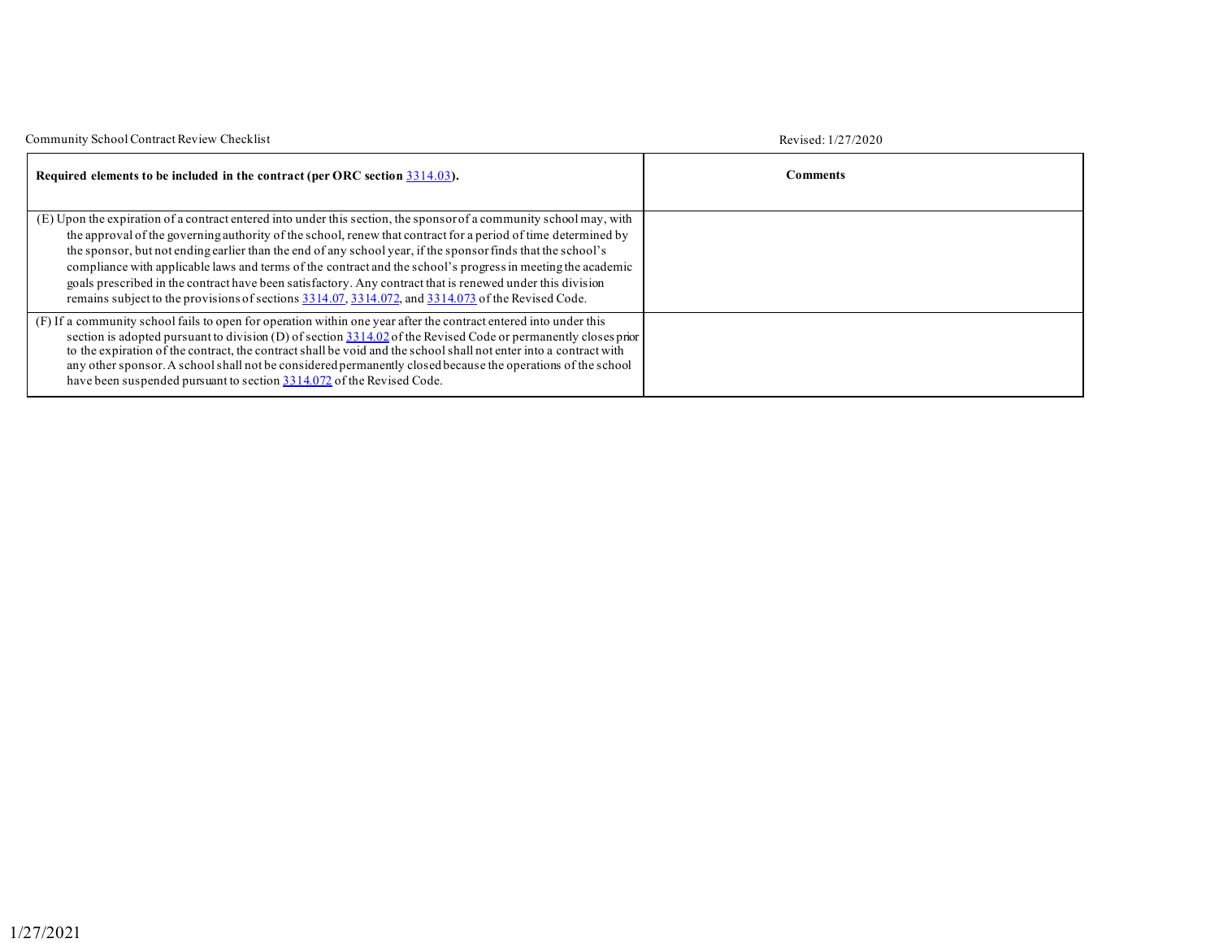| Required elements to be included in the contract (per ORC section 3314.03). | Comments |
|---|---|
| (E) Upon the expiration of a contract entered into under this section, the sponsor of a community school may, with the approval of the governing authority of the school, renew that contract for a period of time determined by the sponsor, but not ending earlier than the end of any school year, if the sponsor finds that the school's compliance with applicable laws and terms of the contract and the school's progress in meeting the academic goals prescribed in the contract have been satisfactory. Any contract that is renewed under this division remains subject to the provisions of sections 3314.07, 3314.072, and 3314.073 of the Revised Code. | |
| (F) If a community school fails to open for operation within one year after the contract entered into under this section is adopted pursuant to division (D) of section 3314.02 of the Revised Code or permanently closes prior to the expiration of the contract, the contract shall be void and the school shall not enter into a contract with any other sponsor. A school shall not be considered permanently closed because the operations of the school have been suspended pursuant to section 3314.072 of the Revised Code. | |